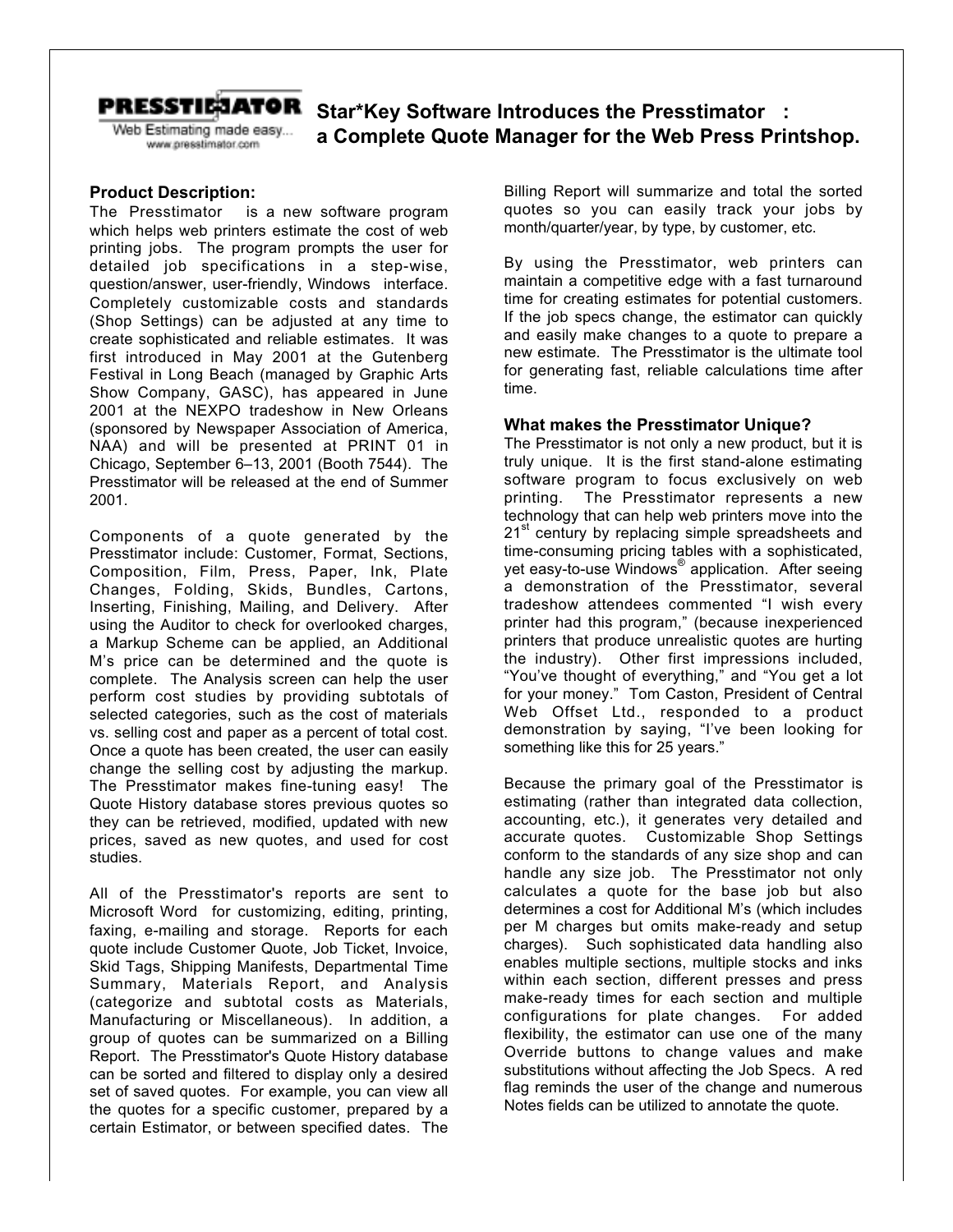**PRESSTIMATOR**
Web Estimating made easy...
www.presstimator.com

# Star*Key Software Introduces the Presstimator : a Complete Quote Manager for the Web Press Printshop.

### Product Description:

The Presstimator is a new software program which helps web printers estimate the cost of web printing jobs. The program prompts the user for detailed job specifications in a step-wise, question/answer, user-friendly, Windows interface. Completely customizable costs and standards (Shop Settings) can be adjusted at any time to create sophisticated and reliable estimates. It was first introduced in May 2001 at the Gutenberg Festival in Long Beach (managed by Graphic Arts Show Company, GASC), has appeared in June 2001 at the NEXPO tradeshow in New Orleans (sponsored by Newspaper Association of America, NAA) and will be presented at PRINT 01 in Chicago, September 6–13, 2001 (Booth 7544). The Presstimator will be released at the end of Summer 2001.

Components of a quote generated by the Presstimator include: Customer, Format, Sections, Composition, Film, Press, Paper, Ink, Plate Changes, Folding, Skids, Bundles, Cartons, Inserting, Finishing, Mailing, and Delivery. After using the Auditor to check for overlooked charges, a Markup Scheme can be applied, an Additional M's price can be determined and the quote is complete. The Analysis screen can help the user perform cost studies by providing subtotals of selected categories, such as the cost of materials vs. selling cost and paper as a percent of total cost. Once a quote has been created, the user can easily change the selling cost by adjusting the markup. The Presstimator makes fine-tuning easy! The Quote History database stores previous quotes so they can be retrieved, modified, updated with new prices, saved as new quotes, and used for cost studies.

All of the Presstimator's reports are sent to Microsoft Word for customizing, editing, printing, faxing, e-mailing and storage. Reports for each quote include Customer Quote, Job Ticket, Invoice, Skid Tags, Shipping Manifests, Departmental Time Summary, Materials Report, and Analysis (categorize and subtotal costs as Materials, Manufacturing or Miscellaneous). In addition, a group of quotes can be summarized on a Billing Report. The Presstimator's Quote History database can be sorted and filtered to display only a desired set of saved quotes. For example, you can view all the quotes for a specific customer, prepared by a certain Estimator, or between specified dates. The Billing Report will summarize and total the sorted quotes so you can easily track your jobs by month/quarter/year, by type, by customer, etc.

By using the Presstimator, web printers can maintain a competitive edge with a fast turnaround time for creating estimates for potential customers. If the job specs change, the estimator can quickly and easily make changes to a quote to prepare a new estimate. The Presstimator is the ultimate tool for generating fast, reliable calculations time after time.

### What makes the Presstimator Unique?

The Presstimator is not only a new product, but it is truly unique. It is the first stand-alone estimating software program to focus exclusively on web printing. The Presstimator represents a new technology that can help web printers move into the 21st century by replacing simple spreadsheets and time-consuming pricing tables with a sophisticated, yet easy-to-use Windows® application. After seeing a demonstration of the Presstimator, several tradeshow attendees commented "I wish every printer had this program," (because inexperienced printers that produce unrealistic quotes are hurting the industry). Other first impressions included, "You've thought of everything," and "You get a lot for your money." Tom Caston, President of Central Web Offset Ltd., responded to a product demonstration by saying, "I've been looking for something like this for 25 years."

Because the primary goal of the Presstimator is estimating (rather than integrated data collection, accounting, etc.), it generates very detailed and accurate quotes. Customizable Shop Settings conform to the standards of any size shop and can handle any size job. The Presstimator not only calculates a quote for the base job but also determines a cost for Additional M's (which includes per M charges but omits make-ready and setup charges). Such sophisticated data handling also enables multiple sections, multiple stocks and inks within each section, different presses and press make-ready times for each section and multiple configurations for plate changes. For added flexibility, the estimator can use one of the many Override buttons to change values and make substitutions without affecting the Job Specs. A red flag reminds the user of the change and numerous Notes fields can be utilized to annotate the quote.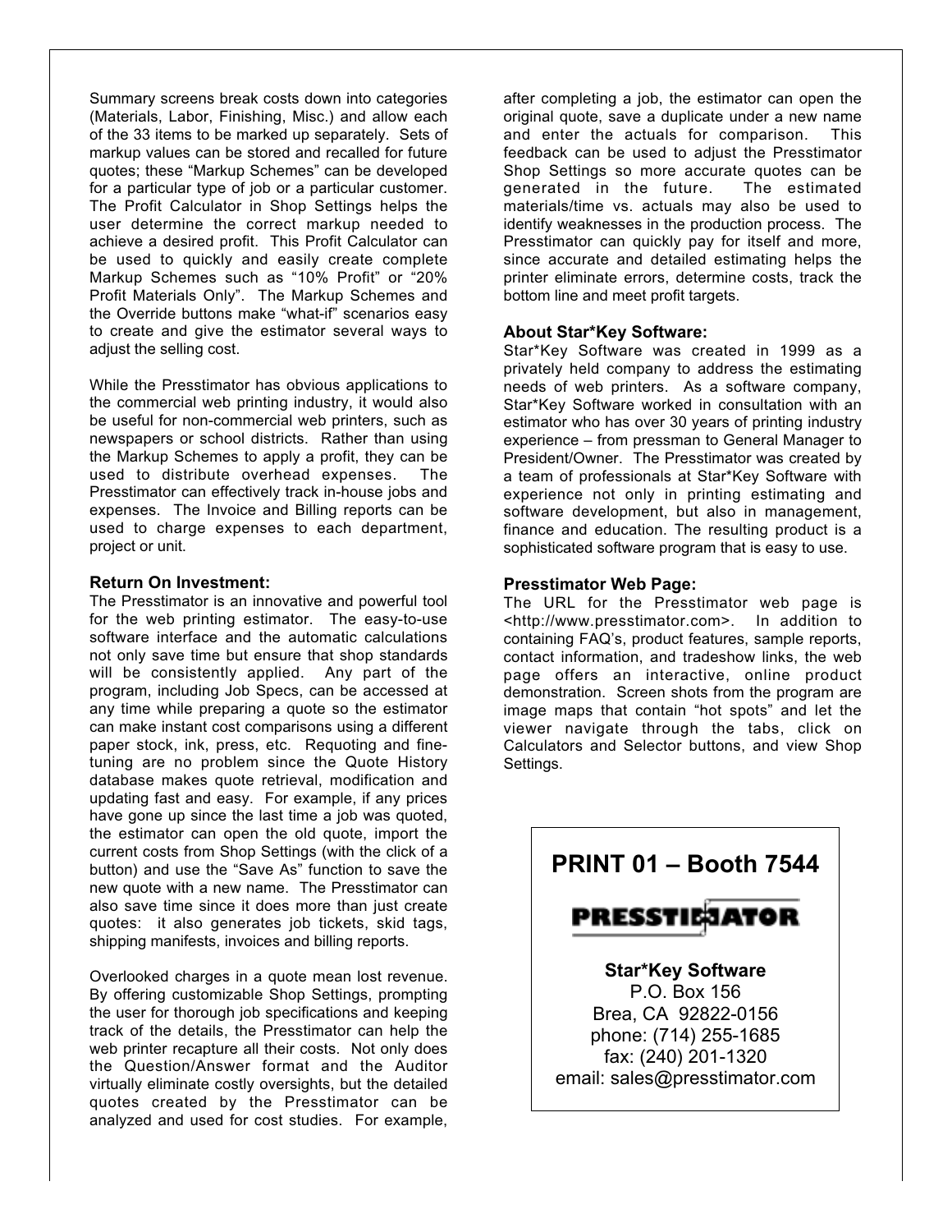Summary screens break costs down into categories (Materials, Labor, Finishing, Misc.) and allow each of the 33 items to be marked up separately. Sets of markup values can be stored and recalled for future quotes; these "Markup Schemes" can be developed for a particular type of job or a particular customer. The Profit Calculator in Shop Settings helps the user determine the correct markup needed to achieve a desired profit. This Profit Calculator can be used to quickly and easily create complete Markup Schemes such as "10% Profit" or "20% Profit Materials Only". The Markup Schemes and the Override buttons make "what-if" scenarios easy to create and give the estimator several ways to adjust the selling cost.

While the Presstimator has obvious applications to the commercial web printing industry, it would also be useful for non-commercial web printers, such as newspapers or school districts. Rather than using the Markup Schemes to apply a profit, they can be used to distribute overhead expenses. The Presstimator can effectively track in-house jobs and expenses. The Invoice and Billing reports can be used to charge expenses to each department, project or unit.

**Return On Investment:**
The Presstimator is an innovative and powerful tool for the web printing estimator. The easy-to-use software interface and the automatic calculations not only save time but ensure that shop standards will be consistently applied. Any part of the program, including Job Specs, can be accessed at any time while preparing a quote so the estimator can make instant cost comparisons using a different paper stock, ink, press, etc. Requoting and fine-tuning are no problem since the Quote History database makes quote retrieval, modification and updating fast and easy. For example, if any prices have gone up since the last time a job was quoted, the estimator can open the old quote, import the current costs from Shop Settings (with the click of a button) and use the "Save As" function to save the new quote with a new name. The Presstimator can also save time since it does more than just create quotes: it also generates job tickets, skid tags, shipping manifests, invoices and billing reports.

Overlooked charges in a quote mean lost revenue. By offering customizable Shop Settings, prompting the user for thorough job specifications and keeping track of the details, the Presstimator can help the web printer recapture all their costs. Not only does the Question/Answer format and the Auditor virtually eliminate costly oversights, but the detailed quotes created by the Presstimator can be analyzed and used for cost studies. For example, after completing a job, the estimator can open the original quote, save a duplicate under a new name and enter the actuals for comparison. This feedback can be used to adjust the Presstimator Shop Settings so more accurate quotes can be generated in the future. The estimated materials/time vs. actuals may also be used to identify weaknesses in the production process. The Presstimator can quickly pay for itself and more, since accurate and detailed estimating helps the printer eliminate errors, determine costs, track the bottom line and meet profit targets.

**About Star*Key Software:**
Star*Key Software was created in 1999 as a privately held company to address the estimating needs of web printers. As a software company, Star*Key Software worked in consultation with an estimator who has over 30 years of printing industry experience – from pressman to General Manager to President/Owner. The Presstimator was created by a team of professionals at Star*Key Software with experience not only in printing estimating and software development, but also in management, finance and education. The resulting product is a sophisticated software program that is easy to use.

**Presstimator Web Page:**
The URL for the Presstimator web page is <http://www.presstimator.com>. In addition to containing FAQ's, product features, sample reports, contact information, and tradeshow links, the web page offers an interactive, online product demonstration. Screen shots from the program are image maps that contain "hot spots" and let the viewer navigate through the tabs, click on Calculators and Selector buttons, and view Shop Settings.

## PRINT 01 – Booth 7544

PRESSTIMATOR

**Star*Key Software**
P.O. Box 156
Brea, CA 92822-0156
phone: (714) 255-1685
fax: (240) 201-1320
email: sales@presstimator.com